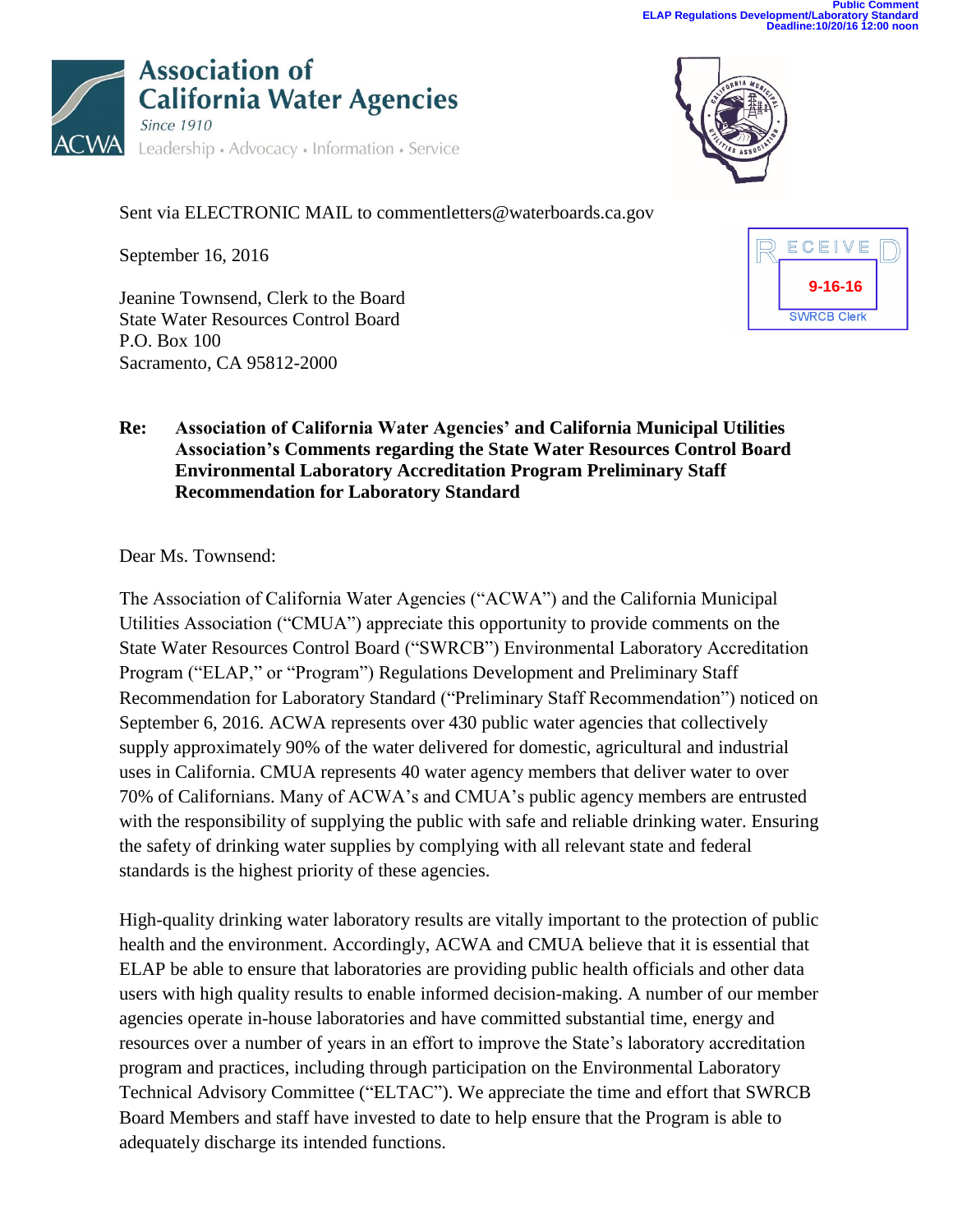Public Comment
ELAP Regulations Development/Laboratory Standard
Deadline:10/20/16 12:00 noon

**Association of California Water Agencies**
Since 1910
Leadership • Advocacy • Information • Service

RECEIVED
9-16-16
SWRCB Clerk

Sent via ELECTRONIC MAIL to commentletters@waterboards.ca.gov

September 16, 2016

Jeanine Townsend, Clerk to the Board
State Water Resources Control Board
P.O. Box 100
Sacramento, CA 95812-2000

**Re: Association of California Water Agencies' and California Municipal Utilities Association's Comments regarding the State Water Resources Control Board Environmental Laboratory Accreditation Program Preliminary Staff Recommendation for Laboratory Standard**

Dear Ms. Townsend:

The Association of California Water Agencies ("ACWA") and the California Municipal Utilities Association ("CMUA") appreciate this opportunity to provide comments on the State Water Resources Control Board ("SWRCB") Environmental Laboratory Accreditation Program ("ELAP," or "Program") Regulations Development and Preliminary Staff Recommendation for Laboratory Standard ("Preliminary Staff Recommendation") noticed on September 6, 2016. ACWA represents over 430 public water agencies that collectively supply approximately 90% of the water delivered for domestic, agricultural and industrial uses in California. CMUA represents 40 water agency members that deliver water to over 70% of Californians. Many of ACWA's and CMUA's public agency members are entrusted with the responsibility of supplying the public with safe and reliable drinking water. Ensuring the safety of drinking water supplies by complying with all relevant state and federal standards is the highest priority of these agencies.

High-quality drinking water laboratory results are vitally important to the protection of public health and the environment. Accordingly, ACWA and CMUA believe that it is essential that ELAP be able to ensure that laboratories are providing public health officials and other data users with high quality results to enable informed decision-making. A number of our member agencies operate in-house laboratories and have committed substantial time, energy and resources over a number of years in an effort to improve the State's laboratory accreditation program and practices, including through participation on the Environmental Laboratory Technical Advisory Committee ("ELTAC"). We appreciate the time and effort that SWRCB Board Members and staff have invested to date to help ensure that the Program is able to adequately discharge its intended functions.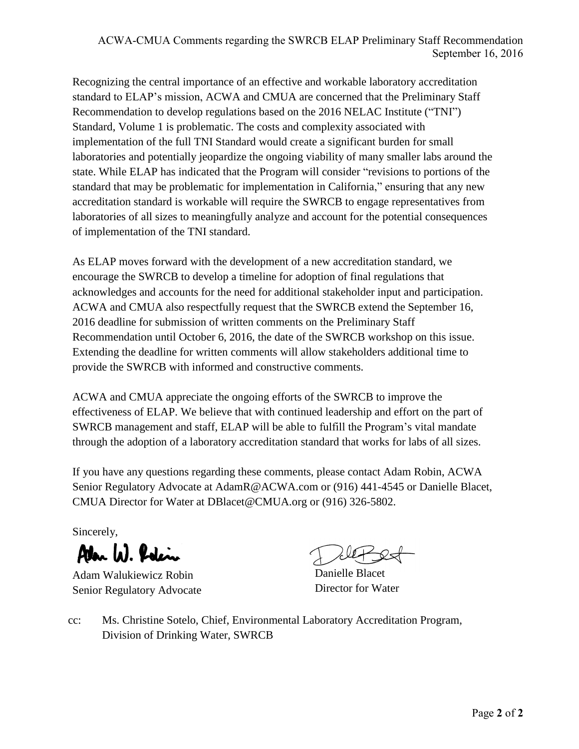Recognizing the central importance of an effective and workable laboratory accreditation standard to ELAP's mission, ACWA and CMUA are concerned that the Preliminary Staff Recommendation to develop regulations based on the 2016 NELAC Institute ("TNI") Standard, Volume 1 is problematic. The costs and complexity associated with implementation of the full TNI Standard would create a significant burden for small laboratories and potentially jeopardize the ongoing viability of many smaller labs around the state. While ELAP has indicated that the Program will consider "revisions to portions of the standard that may be problematic for implementation in California," ensuring that any new accreditation standard is workable will require the SWRCB to engage representatives from laboratories of all sizes to meaningfully analyze and account for the potential consequences of implementation of the TNI standard.

As ELAP moves forward with the development of a new accreditation standard, we encourage the SWRCB to develop a timeline for adoption of final regulations that acknowledges and accounts for the need for additional stakeholder input and participation. ACWA and CMUA also respectfully request that the SWRCB extend the September 16, 2016 deadline for submission of written comments on the Preliminary Staff Recommendation until October 6, 2016, the date of the SWRCB workshop on this issue. Extending the deadline for written comments will allow stakeholders additional time to provide the SWRCB with informed and constructive comments.

ACWA and CMUA appreciate the ongoing efforts of the SWRCB to improve the effectiveness of ELAP. We believe that with continued leadership and effort on the part of SWRCB management and staff, ELAP will be able to fulfill the Program's vital mandate through the adoption of a laboratory accreditation standard that works for labs of all sizes.

If you have any questions regarding these comments, please contact Adam Robin, ACWA Senior Regulatory Advocate at AdamR@ACWA.com or (916) 441-4545 or Danielle Blacet, CMUA Director for Water at DBlacet@CMUA.org or (916) 326-5802.

Sincerely,

Adam Walukiewicz Robin
Senior Regulatory Advocate

Danielle Blacet
Director for Water

cc: Ms. Christine Sotelo, Chief, Environmental Laboratory Accreditation Program, Division of Drinking Water, SWRCB